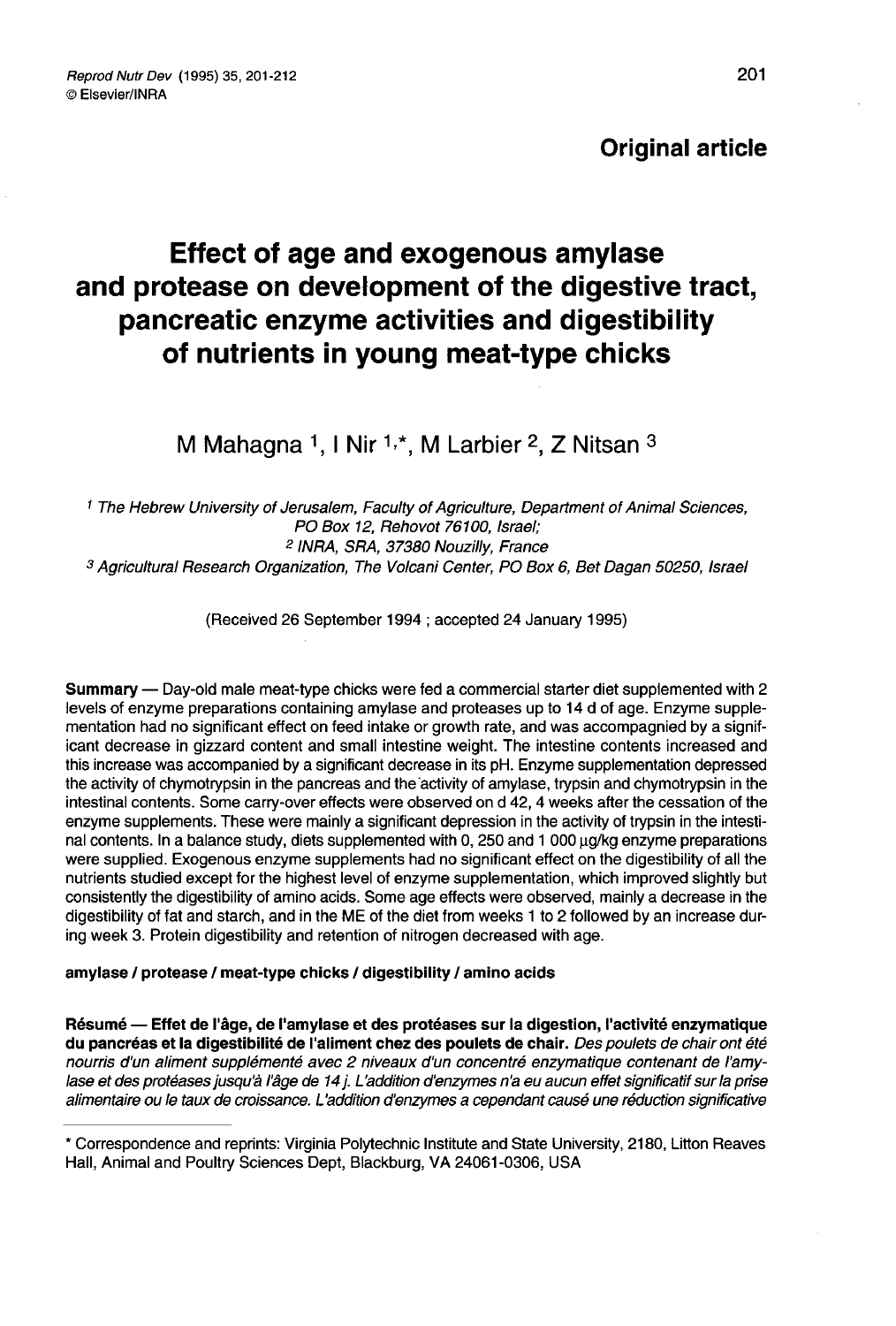**Original article**

# Effect of age and exogenous amylase and protease on development of the digestive tract, pancreatic enzyme activities and digestibility of nutrients in young meat-type chicks

M Mahagna [1], I Nir [1,*], M Larbier [2], Z Nitsan [3]

[1] The Hebrew University of Jerusalem, Faculty of Agriculture, Department of Animal Sciences, PO Box 12, Rehovot 76100, Israel;
[2] INRA, SRA, 37380 Nouzilly, France
[3] Agricultural Research Organization, The Volcani Center, PO Box 6, Bet Dagan 50250, Israel

(Received 26 September 1994 ; accepted 24 January 1995)

**Summary** — Day-old male meat-type chicks were fed a commercial starter diet supplemented with 2 levels of enzyme preparations containing amylase and proteases up to 14 d of age. Enzyme supplementation had no significant effect on feed intake or growth rate, and was accompagnied by a significant decrease in gizzard content and small intestine weight. The intestine contents increased and this increase was accompanied by a significant decrease in its pH. Enzyme supplementation depressed the activity of chymotrypsin in the pancreas and the activity of amylase, trypsin and chymotrypsin in the intestinal contents. Some carry-over effects were observed on d 42, 4 weeks after the cessation of the enzyme supplements. These were mainly a significant depression in the activity of trypsin in the intestinal contents. In a balance study, diets supplemented with 0, 250 and 1 000 μg/kg enzyme preparations were supplied. Exogenous enzyme supplements had no significant effect on the digestibility of all the nutrients studied except for the highest level of enzyme supplementation, which improved slightly but consistently the digestibility of amino acids. Some age effects were observed, mainly a decrease in the digestibility of fat and starch, and in the ME of the diet from weeks 1 to 2 followed by an increase during week 3. Protein digestibility and retention of nitrogen decreased with age.

**amylase / protease / meat-type chicks / digestibility / amino acids**

**Résumé — Effet de l'âge, de l'amylase et des protéases sur la digestion, l'activité enzymatique du pancréas et la digestibilité de l'aliment chez des poulets de chair.** *Des poulets de chair ont été nourris d'un aliment supplémenté avec 2 niveaux d'un concentré enzymatique contenant de l'amylase et des protéases jusqu'à l'âge de 14 j. L'addition d'enzymes n'a eu aucun effet significatif sur la prise alimentaire ou le taux de croissance. L'addition d'enzymes a cependant causé une réduction significative*

---

\* Correspondence and reprints: Virginia Polytechnic Institute and State University, 2180, Litton Reaves Hall, Animal and Poultry Sciences Dept, Blackburg, VA 24061-0306, USA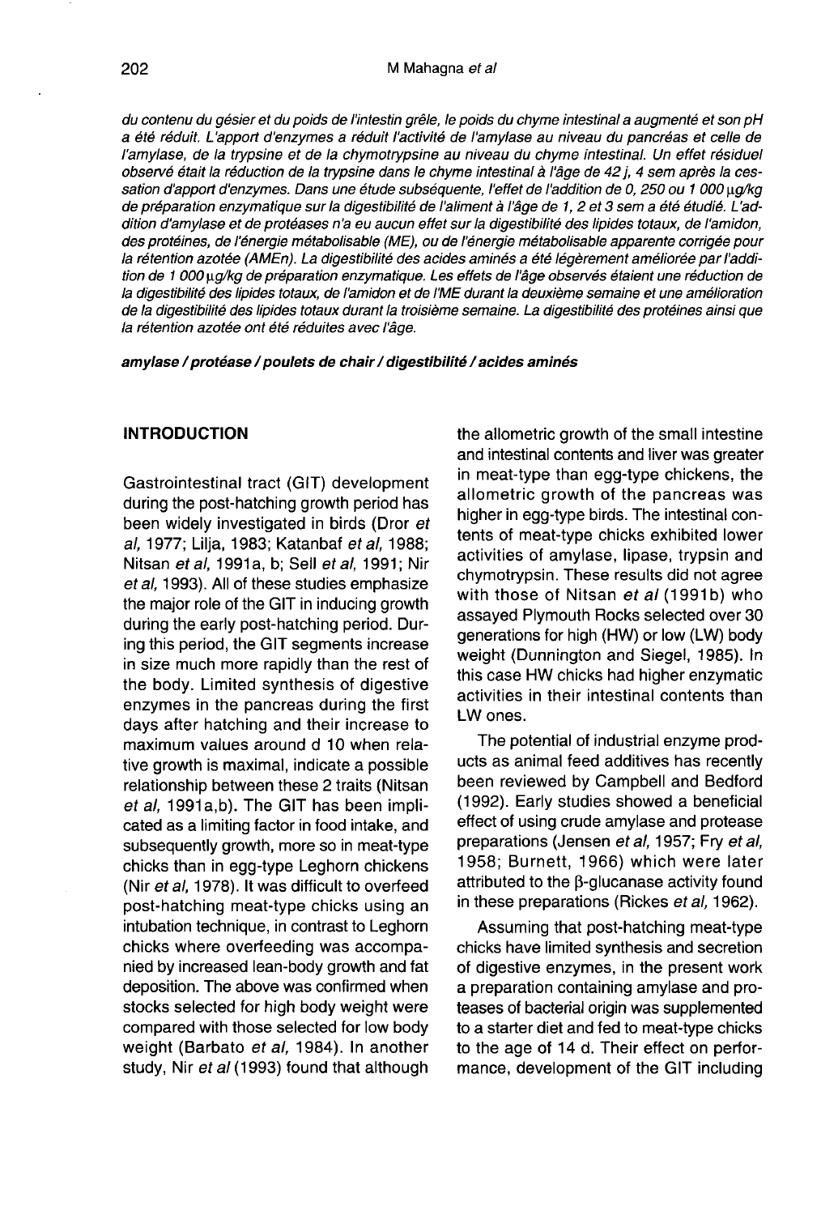*du contenu du gésier et du poids de l'intestin grêle, le poids du chyme intestinal a augmenté et son pH a été réduit. L'apport d'enzymes a réduit l'activité de l'amylase au niveau du pancréas et celle de l'amylase, de la trypsine et de la chymotrypsine au niveau du chyme intestinal. Un effet résiduel observé était la réduction de la trypsine dans le chyme intestinal à l'âge de 42 j, 4 sem après la cessation d'apport d'enzymes. Dans une étude subséquente, l'effet de l'addition de 0, 250 ou 1 000 μg/kg de préparation enzymatique sur la digestibilité de l'aliment à l'âge de 1, 2 et 3 sem a été étudié. L'addition d'amylase et de protéases n'a eu aucun effet sur la digestibilité des lipides totaux, de l'amidon, des protéines, de l'énergie métabolisable (ME), ou de l'énergie métabolisable apparente corrigée pour la rétention azotée (AMEn). La digestibilité des acides aminés a été légèrement améliorée par l'addition de 1 000 μg/kg de préparation enzymatique. Les effets de l'âge observés étaient une réduction de la digestibilité des lipides totaux, de l'amidon et de l'ME durant la deuxième semaine et une amélioration de la digestibilité des lipides totaux durant la troisième semaine. La digestibilité des protéines ainsi que la rétention azotée ont été réduites avec l'âge.*

***amylase / protéase / poulets de chair / digestibilité / acides aminés***

## INTRODUCTION

Gastrointestinal tract (GIT) development during the post-hatching growth period has been widely investigated in birds (Dror *et al*, 1977; Lilja, 1983; Katanbaf *et al*, 1988; Nitsan *et al*, 1991a, b; Sell *et al*, 1991; Nir *et al*, 1993). All of these studies emphasize the major role of the GIT in inducing growth during the early post-hatching period. During this period, the GIT segments increase in size much more rapidly than the rest of the body. Limited synthesis of digestive enzymes in the pancreas during the first days after hatching and their increase to maximum values around d 10 when relative growth is maximal, indicate a possible relationship between these 2 traits (Nitsan *et al*, 1991a,b). The GIT has been implicated as a limiting factor in food intake, and subsequently growth, more so in meat-type chicks than in egg-type Leghorn chickens (Nir *et al*, 1978). It was difficult to overfeed post-hatching meat-type chicks using an intubation technique, in contrast to Leghorn chicks where overfeeding was accompanied by increased lean-body growth and fat deposition. The above was confirmed when stocks selected for high body weight were compared with those selected for low body weight (Barbato *et al*, 1984). In another study, Nir *et al* (1993) found that although the allometric growth of the small intestine and intestinal contents and liver was greater in meat-type than egg-type chickens, the allometric growth of the pancreas was higher in egg-type birds. The intestinal contents of meat-type chicks exhibited lower activities of amylase, lipase, trypsin and chymotrypsin. These results did not agree with those of Nitsan *et al* (1991b) who assayed Plymouth Rocks selected over 30 generations for high (HW) or low (LW) body weight (Dunnington and Siegel, 1985). In this case HW chicks had higher enzymatic activities in their intestinal contents than LW ones.

The potential of industrial enzyme products as animal feed additives has recently been reviewed by Campbell and Bedford (1992). Early studies showed a beneficial effect of using crude amylase and protease preparations (Jensen *et al*, 1957; Fry *et al*, 1958; Burnett, 1966) which were later attributed to the β-glucanase activity found in these preparations (Rickes *et al*, 1962).

Assuming that post-hatching meat-type chicks have limited synthesis and secretion of digestive enzymes, in the present work a preparation containing amylase and proteases of bacterial origin was supplemented to a starter diet and fed to meat-type chicks to the age of 14 d. Their effect on performance, development of the GIT including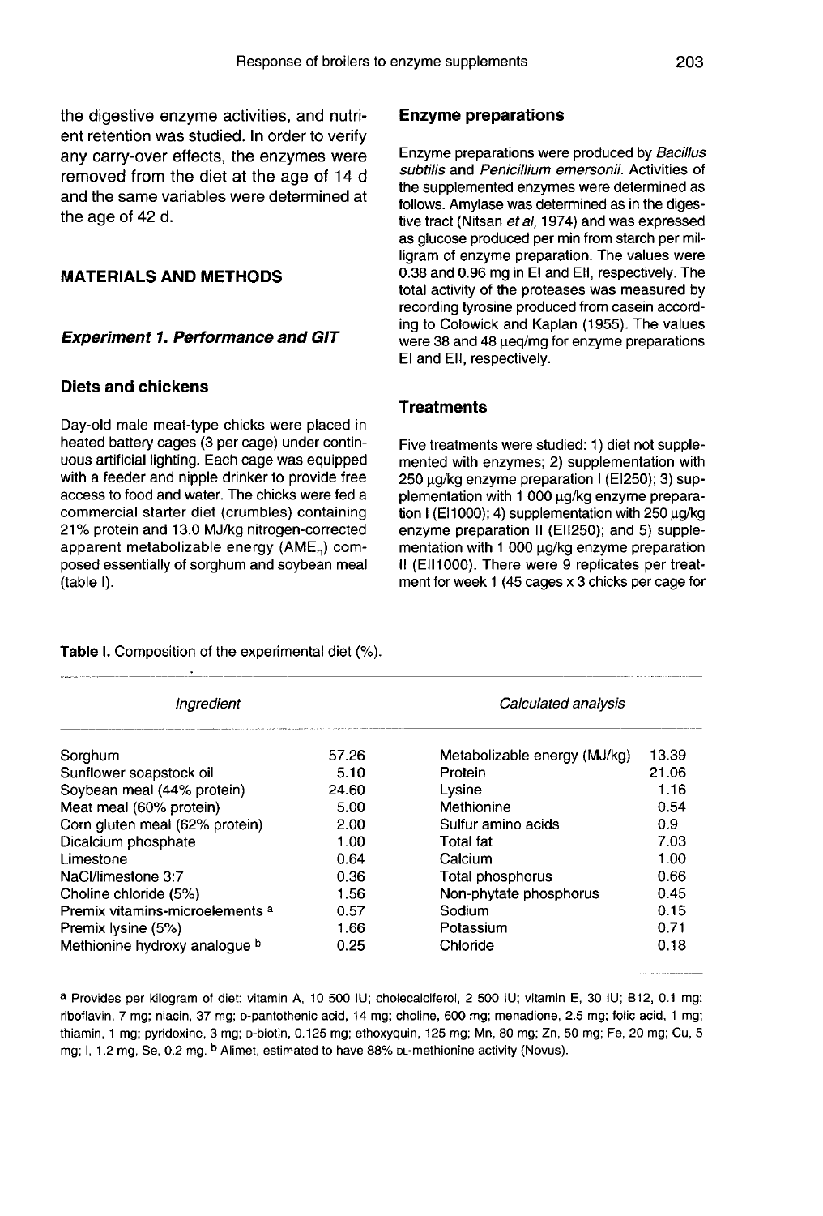the digestive enzyme activities, and nutrient retention was studied. In order to verify any carry-over effects, the enzymes were removed from the diet at the age of 14 d and the same variables were determined at the age of 42 d.

## MATERIALS AND METHODS

### *Experiment 1. Performance and GIT*

#### Diets and chickens

Day-old male meat-type chicks were placed in heated battery cages (3 per cage) under continuous artificial lighting. Each cage was equipped with a feeder and nipple drinker to provide free access to food and water. The chicks were fed a commercial starter diet (crumbles) containing 21% protein and 13.0 MJ/kg nitrogen-corrected apparent metabolizable energy ($AME_n$) composed essentially of sorghum and soybean meal (table I).

#### Enzyme preparations

Enzyme preparations were produced by *Bacillus subtilis* and *Penicillium emersonii*. Activities of the supplemented enzymes were determined as follows. Amylase was determined as in the digestive tract (Nitsan *et al*, 1974) and was expressed as glucose produced per min from starch per milligram of enzyme preparation. The values were 0.38 and 0.96 mg in EI and EII, respectively. The total activity of the proteases was measured by recording tyrosine produced from casein according to Colowick and Kaplan (1955). The values were 38 and 48 μeq/mg for enzyme preparations EI and EII, respectively.

#### Treatments

Five treatments were studied: 1) diet not supplemented with enzymes; 2) supplementation with 250 μg/kg enzyme preparation I (EI250); 3) supplementation with 1 000 μg/kg enzyme preparation I (EI1000); 4) supplementation with 250 μg/kg enzyme preparation II (EII250); and 5) supplementation with 1 000 μg/kg enzyme preparation II (EII1000). There were 9 replicates per treatment for week 1 (45 cages x 3 chicks per cage for

**Table I.** Composition of the experimental diet (%).

| *Ingredient* | | *Calculated analysis* | |
|---|---|---|---|
| Sorghum | 57.26 | Metabolizable energy (MJ/kg) | 13.39 |
| Sunflower soapstock oil | 5.10 | Protein | 21.06 |
| Soybean meal (44% protein) | 24.60 | Lysine | 1.16 |
| Meat meal (60% protein) | 5.00 | Methionine | 0.54 |
| Corn gluten meal (62% protein) | 2.00 | Sulfur amino acids | 0.9 |
| Dicalcium phosphate | 1.00 | Total fat | 7.03 |
| Limestone | 0.64 | Calcium | 1.00 |
| NaCl/limestone 3:7 | 0.36 | Total phosphorus | 0.66 |
| Choline chloride (5%) | 1.56 | Non-phytate phosphorus | 0.45 |
| Premix vitamins-microelements [a] | 0.57 | Sodium | 0.15 |
| Premix lysine (5%) | 1.66 | Potassium | 0.71 |
| Methionine hydroxy analogue [b] | 0.25 | Chloride | 0.18 |

[a] Provides per kilogram of diet: vitamin A, 10 500 IU; cholecalciferol, 2 500 IU; vitamin E, 30 IU; B12, 0.1 mg; riboflavin, 7 mg; niacin, 37 mg; D-pantothenic acid, 14 mg; choline, 600 mg; menadione, 2.5 mg; folic acid, 1 mg; thiamin, 1 mg; pyridoxine, 3 mg; D-biotin, 0.125 mg; ethoxyquin, 125 mg; Mn, 80 mg; Zn, 50 mg; Fe, 20 mg; Cu, 5 mg; I, 1.2 mg, Se, 0.2 mg. [b] Alimet, estimated to have 88% DL-methionine activity (Novus).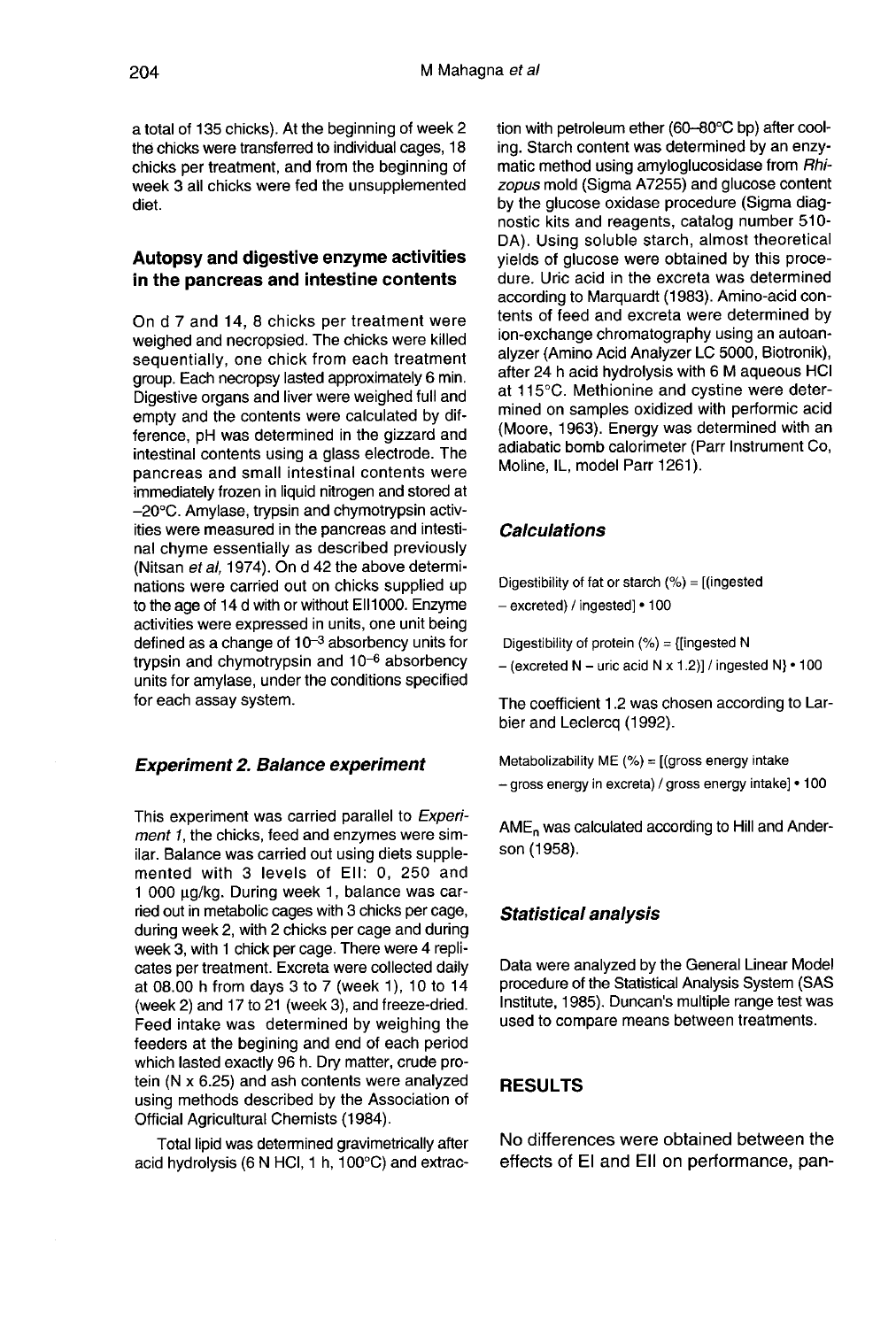a total of 135 chicks). At the beginning of week 2 the chicks were transferred to individual cages, 18 chicks per treatment, and from the beginning of week 3 all chicks were fed the unsupplemented diet.

### Autopsy and digestive enzyme activities in the pancreas and intestine contents

On d 7 and 14, 8 chicks per treatment were weighed and necropsied. The chicks were killed sequentially, one chick from each treatment group. Each necropsy lasted approximately 6 min. Digestive organs and liver were weighed full and empty and the contents were calculated by difference, pH was determined in the gizzard and intestinal contents using a glass electrode. The pancreas and small intestinal contents were immediately frozen in liquid nitrogen and stored at −20°C. Amylase, trypsin and chymotrypsin activities were measured in the pancreas and intestinal chyme essentially as described previously (Nitsan *et al*, 1974). On d 42 the above determinations were carried out on chicks supplied up to the age of 14 d with or without EII1000. Enzyme activities were expressed in units, one unit being defined as a change of $10^{-3}$ absorbency units for trypsin and chymotrypsin and $10^{-6}$ absorbency units for amylase, under the conditions specified for each assay system.

### *Experiment 2. Balance experiment*

This experiment was carried parallel to *Experiment 1*, the chicks, feed and enzymes were similar. Balance was carried out using diets supplemented with 3 levels of EII: 0, 250 and 1 000 μg/kg. During week 1, balance was carried out in metabolic cages with 3 chicks per cage, during week 2, with 2 chicks per cage and during week 3, with 1 chick per cage. There were 4 replicates per treatment. Excreta were collected daily at 08.00 h from days 3 to 7 (week 1), 10 to 14 (week 2) and 17 to 21 (week 3), and freeze-dried. Feed intake was determined by weighing the feeders at the begining and end of each period which lasted exactly 96 h. Dry matter, crude protein (N x 6.25) and ash contents were analyzed using methods described by the Association of Official Agricultural Chemists (1984).

Total lipid was determined gravimetrically after acid hydrolysis (6 N HCl, 1 h, 100°C) and extraction with petroleum ether (60–80°C bp) after cooling. Starch content was determined by an enzymatic method using amyloglucosidase from *Rhizopus* mold (Sigma A7255) and glucose content by the glucose oxidase procedure (Sigma diagnostic kits and reagents, catalog number 510-DA). Using soluble starch, almost theoretical yields of glucose were obtained by this procedure. Uric acid in the excreta was determined according to Marquardt (1983). Amino-acid contents of feed and excreta were determined by ion-exchange chromatography using an autoanalyzer (Amino Acid Analyzer LC 5000, Biotronik), after 24 h acid hydrolysis with 6 M aqueous HCl at 115°C. Methionine and cystine were determined on samples oxidized with performic acid (Moore, 1963). Energy was determined with an adiabatic bomb calorimeter (Parr Instrument Co, Moline, IL, model Parr 1261).

### *Calculations*

Digestibility of fat or starch (%) = [(ingested − excreted) / ingested] • 100

Digestibility of protein (%) = {[ingested N − (excreted N − uric acid N x 1.2)] / ingested N} • 100

The coefficient 1.2 was chosen according to Larbier and Leclercq (1992).

Metabolizability ME (%) = [(gross energy intake − gross energy in excreta) / gross energy intake] • 100

$AME_n$ was calculated according to Hill and Anderson (1958).

### *Statistical analysis*

Data were analyzed by the General Linear Model procedure of the Statistical Analysis System (SAS Institute, 1985). Duncan's multiple range test was used to compare means between treatments.

## RESULTS

No differences were obtained between the effects of EI and EII on performance, pan-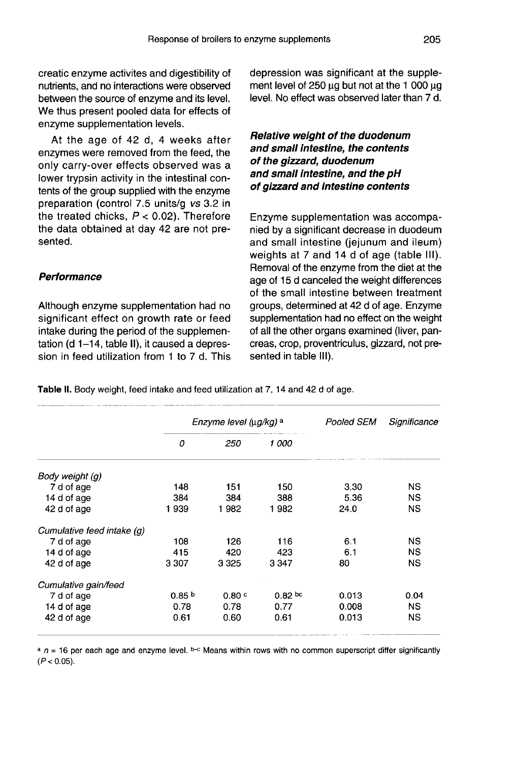creatic enzyme activites and digestibility of nutrients, and no interactions were observed between the source of enzyme and its level. We thus present pooled data for effects of enzyme supplementation levels.

At the age of 42 d, 4 weeks after enzymes were removed from the feed, the only carry-over effects observed was a lower trypsin activity in the intestinal contents of the group supplied with the enzyme preparation (control 7.5 units/g *vs* 3.2 in the treated chicks, $P < 0.02$). Therefore the data obtained at day 42 are not presented.

### *Performance*

Although enzyme supplementation had no significant effect on growth rate or feed intake during the period of the supplementation (d 1–14, table II), it caused a depression in feed utilization from 1 to 7 d. This depression was significant at the supplement level of 250 µg but not at the 1 000 µg level. No effect was observed later than 7 d.

### *Relative weight of the duodenum and small intestine, the contents of the gizzard, duodenum and small intestine, and the pH of gizzard and intestine contents*

Enzyme supplementation was accompanied by a significant decrease in duodeum and small intestine (jejunum and ileum) weights at 7 and 14 d of age (table III). Removal of the enzyme from the diet at the age of 15 d canceled the weight differences of the small intestine between treatment groups, determined at 42 d of age. Enzyme supplementation had no effect on the weight of all the other organs examined (liver, pancreas, crop, proventriculus, gizzard, not presented in table III).

**Table II.** Body weight, feed intake and feed utilization at 7, 14 and 42 d of age.

| | *Enzyme level (µg/kg)* [a] | | | *Pooled SEM* | *Significance* |
|---|---|---|---|---|---|
| | *0* | *250* | *1 000* | | |
| *Body weight (g)* | | | | | |
| 7 d of age | 148 | 151 | 150 | 3.30 | NS |
| 14 d of age | 384 | 384 | 388 | 5.36 | NS |
| 42 d of age | 1 939 | 1 982 | 1 982 | 24.0 | NS |
| *Cumulative feed intake (g)* | | | | | |
| 7 d of age | 108 | 126 | 116 | 6.1 | NS |
| 14 d of age | 415 | 420 | 423 | 6.1 | NS |
| 42 d of age | 3 307 | 3 325 | 3 347 | 80 | NS |
| *Cumulative gain/feed* | | | | | |
| 7 d of age | 0.85 [b] | 0.80 [c] | 0.82 [bc] | 0.013 | 0.04 |
| 14 d of age | 0.78 | 0.78 | 0.77 | 0.008 | NS |
| 42 d of age | 0.61 | 0.60 | 0.61 | 0.013 | NS |

[a] $n = 16$ per each age and enzyme level. [b–c] Means within rows with no common superscript differ significantly ($P < 0.05$).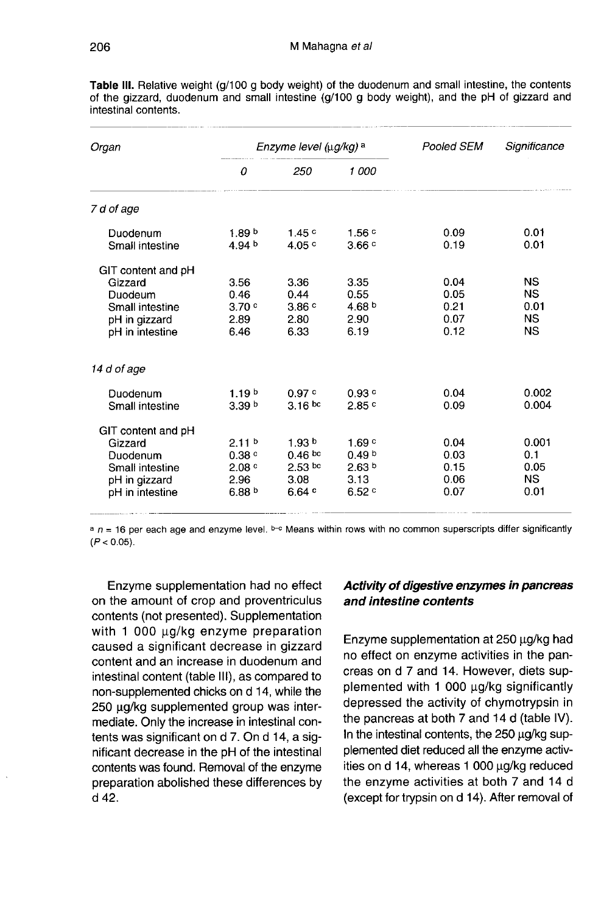**Table III.** Relative weight (g/100 g body weight) of the duodenum and small intestine, the contents of the gizzard, duodenum and small intestine (g/100 g body weight), and the pH of gizzard and intestinal contents.

| Organ | Enzyme level (μg/kg) [a] | | | Pooled SEM | Significance |
|---|---|---|---|---|---|
| | 0 | 250 | 1 000 | | |
| *7 d of age* | | | | | |
| Duodenum | 1.89 [b] | 1.45 [c] | 1.56 [c] | 0.09 | 0.01 |
| Small intestine | 4.94 [b] | 4.05 [c] | 3.66 [c] | 0.19 | 0.01 |
| GIT content and pH | | | | | |
| Gizzard | 3.56 | 3.36 | 3.35 | 0.04 | NS |
| Duodeum | 0.46 | 0.44 | 0.55 | 0.05 | NS |
| Small intestine | 3.70 [c] | 3.86 [c] | 4.68 [b] | 0.21 | 0.01 |
| pH in gizzard | 2.89 | 2.80 | 2.90 | 0.07 | NS |
| pH in intestine | 6.46 | 6.33 | 6.19 | 0.12 | NS |
| *14 d of age* | | | | | |
| Duodenum | 1.19 [b] | 0.97 [c] | 0.93 [c] | 0.04 | 0.002 |
| Small intestine | 3.39 [b] | 3.16 [bc] | 2.85 [c] | 0.09 | 0.004 |
| GIT content and pH | | | | | |
| Gizzard | 2.11 [b] | 1.93 [b] | 1.69 [c] | 0.04 | 0.001 |
| Duodenum | 0.38 [c] | 0.46 [bc] | 0.49 [b] | 0.03 | 0.1 |
| Small intestine | 2.08 [c] | 2.53 [bc] | 2.63 [b] | 0.15 | 0.05 |
| pH in gizzard | 2.96 | 3.08 | 3.13 | 0.06 | NS |
| pH in intestine | 6.88 [b] | 6.64 [c] | 6.52 [c] | 0.07 | 0.01 |

[a] $n = 16$ per each age and enzyme level. [b–c] Means within rows with no common superscripts differ significantly ($P < 0.05$).

Enzyme supplementation had no effect on the amount of crop and proventriculus contents (not presented). Supplementation with 1 000 μg/kg enzyme preparation caused a significant decrease in gizzard content and an increase in duodenum and intestinal content (table III), as compared to non-supplemented chicks on d 14, while the 250 μg/kg supplemented group was intermediate. Only the increase in intestinal contents was significant on d 7. On d 14, a significant decrease in the pH of the intestinal contents was found. Removal of the enzyme preparation abolished these differences by d 42.

### *Activity of digestive enzymes in pancreas and intestine contents*

Enzyme supplementation at 250 μg/kg had no effect on enzyme activities in the pancreas on d 7 and 14. However, diets supplemented with 1 000 μg/kg significantly depressed the activity of chymotrypsin in the pancreas at both 7 and 14 d (table IV). In the intestinal contents, the 250 μg/kg supplemented diet reduced all the enzyme activities on d 14, whereas 1 000 μg/kg reduced the enzyme activities at both 7 and 14 d (except for trypsin on d 14). After removal of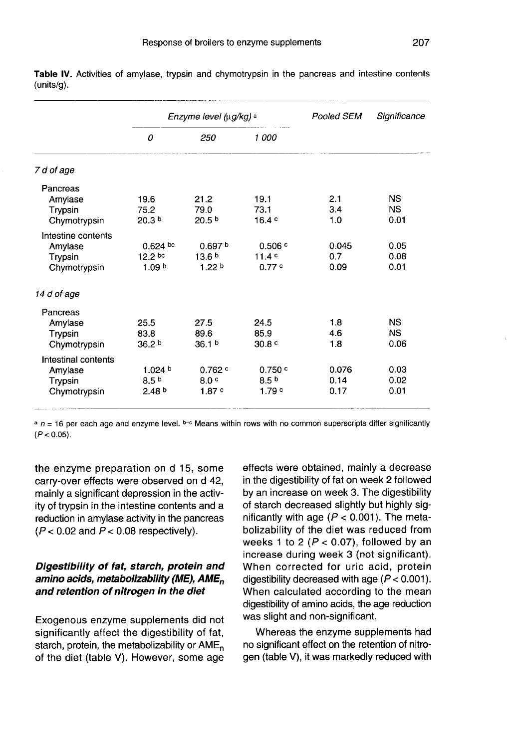**Table IV.** Activities of amylase, trypsin and chymotrypsin in the pancreas and intestine contents (units/g).

| | Enzyme level (μg/kg) [a] | | | Pooled SEM | Significance |
|---|---|---|---|---|---|
| | 0 | 250 | 1 000 | | |
| *7 d of age* | | | | | |
| Pancreas | | | | | |
| Amylase | 19.6 | 21.2 | 19.1 | 2.1 | NS |
| Trypsin | 75.2 | 79.0 | 73.1 | 3.4 | NS |
| Chymotrypsin | 20.3 [b] | 20.5 [b] | 16.4 [c] | 1.0 | 0.01 |
| Intestine contents | | | | | |
| Amylase | 0.624 [bc] | 0.697 [b] | 0.506 [c] | 0.045 | 0.05 |
| Trypsin | 12.2 [bc] | 13.6 [b] | 11.4 [c] | 0.7 | 0.08 |
| Chymotrypsin | 1.09 [b] | 1.22 [b] | 0.77 [c] | 0.09 | 0.01 |
| *14 d of age* | | | | | |
| Pancreas | | | | | |
| Amylase | 25.5 | 27.5 | 24.5 | 1.8 | NS |
| Trypsin | 83.8 | 89.6 | 85.9 | 4.6 | NS |
| Chymotrypsin | 36.2 [b] | 36.1 [b] | 30.8 [c] | 1.8 | 0.06 |
| Intestinal contents | | | | | |
| Amylase | 1.024 [b] | 0.762 [c] | 0.750 [c] | 0.076 | 0.03 |
| Trypsin | 8.5 [b] | 8.0 [c] | 8.5 [b] | 0.14 | 0.02 |
| Chymotrypsin | 2.48 [b] | 1.87 [c] | 1.79 [c] | 0.17 | 0.01 |

[a] $n = 16$ per each age and enzyme level. [b–c] Means within rows with no common superscripts differ significantly ($P < 0.05$).

the enzyme preparation on d 15, some carry-over effects were observed on d 42, mainly a significant depression in the activity of trypsin in the intestine contents and a reduction in amylase activity in the pancreas ($P < 0.02$ and $P < 0.08$ respectively).

### *Digestibility of fat, starch, protein and amino acids, metabolizability (ME), AME$_n$ and retention of nitrogen in the diet*

Exogenous enzyme supplements did not significantly affect the digestibility of fat, starch, protein, the metabolizability or AME$_n$ of the diet (table V). However, some age effects were obtained, mainly a decrease in the digestibility of fat on week 2 followed by an increase on week 3. The digestibility of starch decreased slightly but highly significantly with age ($P < 0.001$). The metabolizability of the diet was reduced from weeks 1 to 2 ($P < 0.07$), followed by an increase during week 3 (not significant). When corrected for uric acid, protein digestibility decreased with age ($P < 0.001$). When calculated according to the mean digestibility of amino acids, the age reduction was slight and non-significant.

Whereas the enzyme supplements had no significant effect on the retention of nitrogen (table V), it was markedly reduced with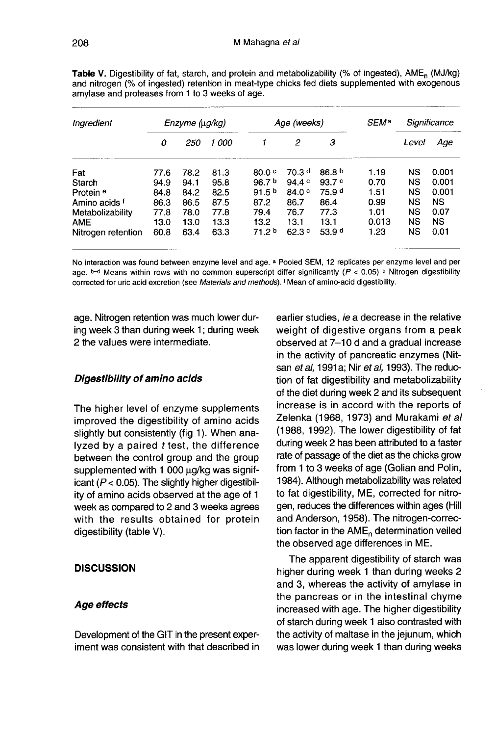**Table V.** Digestibility of fat, starch, and protein and metabolizability (% of ingested), $AME_n$ (MJ/kg) and nitrogen (% of ingested) retention in meat-type chicks fed diets supplemented with exogenous amylase and proteases from 1 to 3 weeks of age.

| Ingredient | Enzyme (μg/kg) | | | Age (weeks) | | | SEM[a] | Significance | |
|---|---|---|---|---|---|---|---|---|---|
| | 0 | 250 | 1 000 | 1 | 2 | 3 | | Level | Age |
| Fat | 77.6 | 78.2 | 81.3 | 80.0 [c] | 70.3 [d] | 86.8 [b] | 1.19 | NS | 0.001 |
| Starch | 94.9 | 94.1 | 95.8 | 96.7 [b] | 94.4 [c] | 93.7 [c] | 0.70 | NS | 0.001 |
| Protein [e] | 84.8 | 84.2 | 82.5 | 91.5 [b] | 84.0 [c] | 75.9 [d] | 1.51 | NS | 0.001 |
| Amino acids [f] | 86.3 | 86.5 | 87.5 | 87.2 | 86.7 | 86.4 | 0.99 | NS | NS |
| Metabolizability | 77.8 | 78.0 | 77.8 | 79.4 | 76.7 | 77.3 | 1.01 | NS | 0.07 |
| AME | 13.0 | 13.0 | 13.3 | 13.2 | 13.1 | 13.1 | 0.013 | NS | NS |
| Nitrogen retention | 60.8 | 63.4 | 63.3 | 71.2 [b] | 62.3 [c] | 53.9 [d] | 1.23 | NS | 0.01 |

No interaction was found between enzyme level and age. [a] Pooled SEM, 12 replicates per enzyme level and per age. [b–d] Means within rows with no common superscript differ significantly ($P < 0.05$) [e] Nitrogen digestibility corrected for uric acid excretion (see *Materials and methods*). [f] Mean of amino-acid digestibility.

age. Nitrogen retention was much lower during week 3 than during week 1; during week 2 the values were intermediate.

### *Digestibility of amino acids*

The higher level of enzyme supplements improved the digestibility of amino acids slightly but consistently (fig 1). When analyzed by a paired *t* test, the difference between the control group and the group supplemented with 1 000 μg/kg was significant ($P < 0.05$). The slightly higher digestibility of amino acids observed at the age of 1 week as compared to 2 and 3 weeks agrees with the results obtained for protein digestibility (table V).

## DISCUSSION

### *Age effects*

Development of the GIT in the present experiment was consistent with that described in earlier studies, *ie* a decrease in the relative weight of digestive organs from a peak observed at 7–10 d and a gradual increase in the activity of pancreatic enzymes (Nitsan *et al*, 1991a; Nir *et al*, 1993). The reduction of fat digestibility and metabolizability of the diet during week 2 and its subsequent increase is in accord with the reports of Zelenka (1968, 1973) and Murakami *et al* (1988, 1992). The lower digestibility of fat during week 2 has been attributed to a faster rate of passage of the diet as the chicks grow from 1 to 3 weeks of age (Golian and Polin, 1984). Although metabolizability was related to fat digestibility, ME, corrected for nitrogen, reduces the differences within ages (Hill and Anderson, 1958). The nitrogen-correction factor in the $AME_n$ determination veiled the observed age differences in ME.

The apparent digestibility of starch was higher during week 1 than during weeks 2 and 3, whereas the activity of amylase in the pancreas or in the intestinal chyme increased with age. The higher digestibility of starch during week 1 also contrasted with the activity of maltase in the jejunum, which was lower during week 1 than during weeks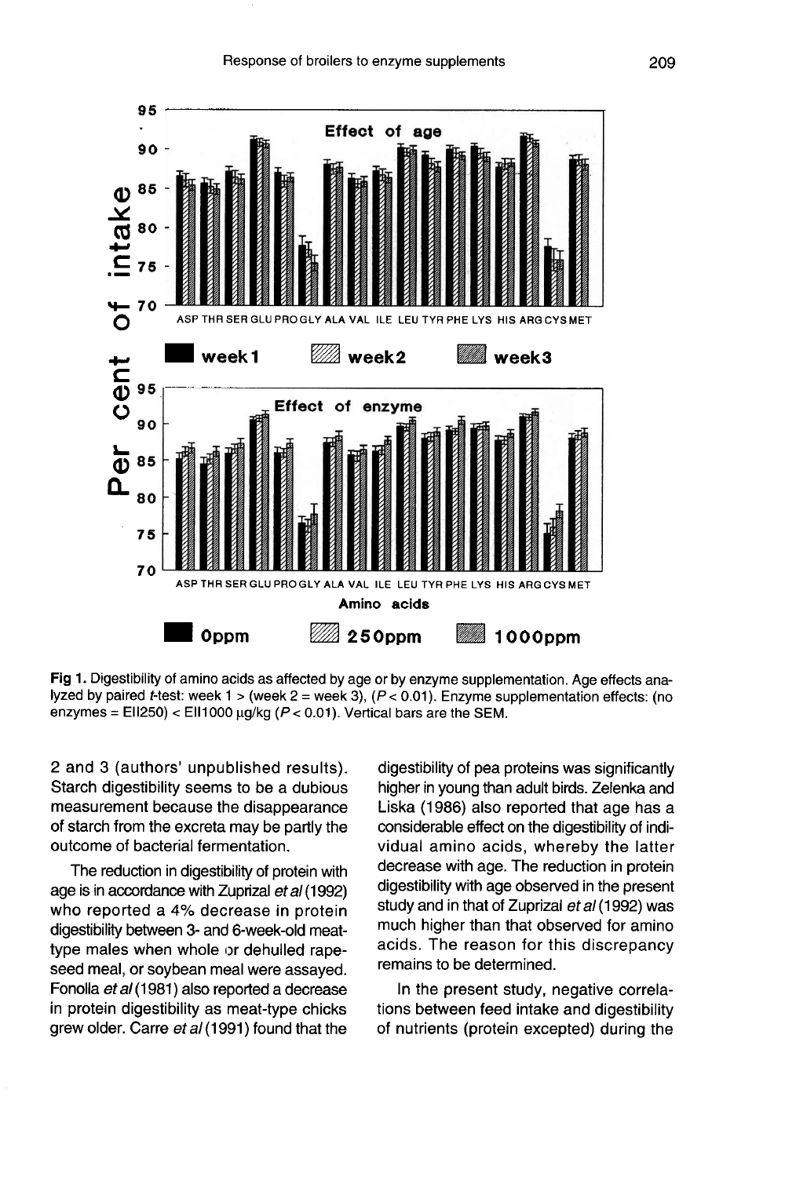Fig 1. Digestibility of amino acids as affected by age or by enzyme supplementation. Age effects analyzed by paired *t*-test: week 1 > (week 2 = week 3), ($P < 0.01$). Enzyme supplementation effects: (no enzymes = EII250) < EII1000 µg/kg ($P < 0.01$). Vertical bars are the SEM.

2 and 3 (authors' unpublished results). Starch digestibility seems to be a dubious measurement because the disappearance of starch from the excreta may be partly the outcome of bacterial fermentation.

The reduction in digestibility of protein with age is in accordance with Zuprizal *et al* (1992) who reported a 4% decrease in protein digestibility between 3- and 6-week-old meat-type males when whole or dehulled rapeseed meal, or soybean meal were assayed. Fonolla *et al* (1981) also reported a decrease in protein digestibility as meat-type chicks grew older. Carre *et al* (1991) found that the digestibility of pea proteins was significantly higher in young than adult birds. Zelenka and Liska (1986) also reported that age has a considerable effect on the digestibility of individual amino acids, whereby the latter decrease with age. The reduction in protein digestibility with age observed in the present study and in that of Zuprizal *et al* (1992) was much higher than that observed for amino acids. The reason for this discrepancy remains to be determined.

In the present study, negative correlations between feed intake and digestibility of nutrients (protein excepted) during the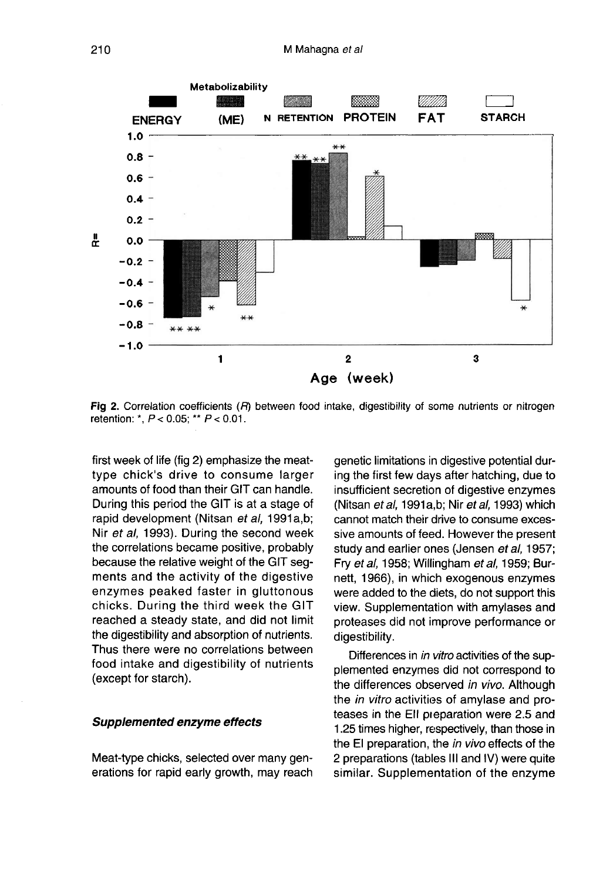Fig 2. Correlation coefficients ($R$) between food intake, digestibility of some nutrients or nitrogen retention: *, $P < 0.05$; **, $P < 0.01$.

first week of life (fig 2) emphasize the meat-type chick's drive to consume larger amounts of food than their GIT can handle. During this period the GIT is at a stage of rapid development (Nitsan *et al*, 1991a,b; Nir *et al*, 1993). During the second week the correlations became positive, probably because the relative weight of the GIT segments and the activity of the digestive enzymes peaked faster in gluttonous chicks. During the third week the GIT reached a steady state, and did not limit the digestibility and absorption of nutrients. Thus there were no correlations between food intake and digestibility of nutrients (except for starch).

### Supplemented enzyme effects

Meat-type chicks, selected over many generations for rapid early growth, may reach genetic limitations in digestive potential during the first few days after hatching, due to insufficient secretion of digestive enzymes (Nitsan *et al*, 1991a,b; Nir *et al*, 1993) which cannot match their drive to consume excessive amounts of feed. However the present study and earlier ones (Jensen *et al*, 1957; Fry *et al*, 1958; Willingham *et al*, 1959; Burnett, 1966), in which exogenous enzymes were added to the diets, do not support this view. Supplementation with amylases and proteases did not improve performance or digestibility.

Differences in *in vitro* activities of the supplemented enzymes did not correspond to the differences observed *in vivo*. Although the *in vitro* activities of amylase and proteases in the EII preparation were 2.5 and 1.25 times higher, respectively, than those in the EI preparation, the *in vivo* effects of the 2 preparations (tables III and IV) were quite similar. Supplementation of the enzyme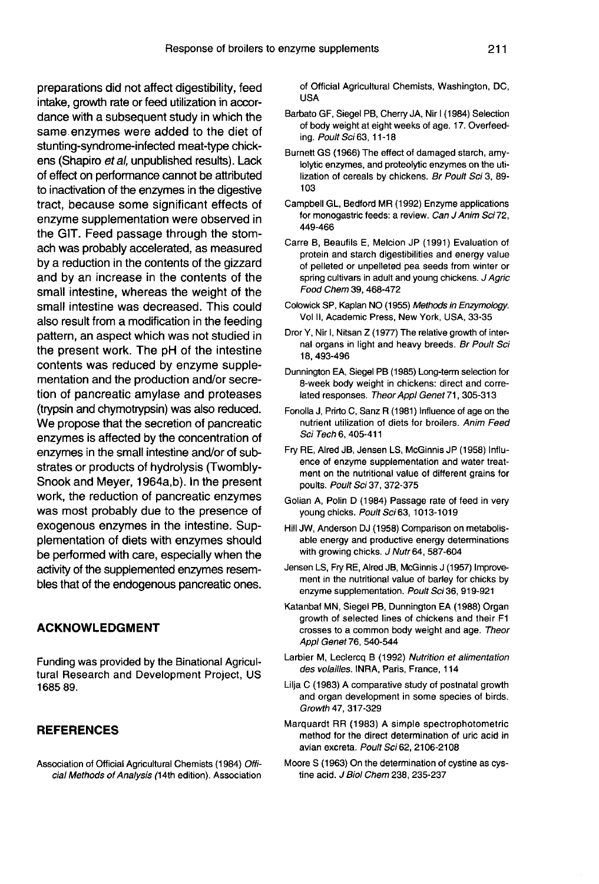preparations did not affect digestibility, feed intake, growth rate or feed utilization in accordance with a subsequent study in which the same enzymes were added to the diet of stunting-syndrome-infected meat-type chickens (Shapiro *et al*, unpublished results). Lack of effect on performance cannot be attributed to inactivation of the enzymes in the digestive tract, because some significant effects of enzyme supplementation were observed in the GIT. Feed passage through the stomach was probably accelerated, as measured by a reduction in the contents of the gizzard and by an increase in the contents of the small intestine, whereas the weight of the small intestine was decreased. This could also result from a modification in the feeding pattern, an aspect which was not studied in the present work. The pH of the intestine contents was reduced by enzyme supplementation and the production and/or secretion of pancreatic amylase and proteases (trypsin and chymotrypsin) was also reduced. We propose that the secretion of pancreatic enzymes is affected by the concentration of enzymes in the small intestine and/or of substrates or products of hydrolysis (Twombly-Snook and Meyer, 1964a,b). In the present work, the reduction of pancreatic enzymes was most probably due to the presence of exogenous enzymes in the intestine. Supplementation of diets with enzymes should be performed with care, especially when the activity of the supplemented enzymes resembles that of the endogenous pancreatic ones.

## ACKNOWLEDGMENT

Funding was provided by the Binational Agricultural Research and Development Project, US 1685 89.

## REFERENCES

Association of Official Agricultural Chemists (1984) *Official Methods of Analysis* (14th edition). Association of Official Agricultural Chemists, Washington, DC, USA

Barbato GF, Siegel PB, Cherry JA, Nir I (1984) Selection of body weight at eight weeks of age. 17. Overfeeding. *Poult Sci* 63, 11-18

Burnett GS (1966) The effect of damaged starch, amylolytic enzymes, and proteolytic enzymes on the utilization of cereals by chickens. *Br Poult Sci* 3, 89-103

Campbell GL, Bedford MR (1992) Enzyme applications for monogastric feeds: a review. *Can J Anim Sci* 72, 449-466

Carre B, Beaufils E, Melcion JP (1991) Evaluation of protein and starch digestibilities and energy value of pelleted or unpelleted pea seeds from winter or spring cultivars in adult and young chickens. *J Agric Food Chem* 39, 468-472

Colowick SP, Kaplan NO (1955) *Methods in Enzymology*. Vol II, Academic Press, New York, USA, 33-35

Dror Y, Nir I, Nitsan Z (1977) The relative growth of internal organs in light and heavy breeds. *Br Poult Sci* 18, 493-496

Dunnington EA, Siegel PB (1985) Long-term selection for 8-week body weight in chickens: direct and correlated responses. *Theor Appl Genet* 71, 305-313

Fonolla J, Prirto C, Sanz R (1981) Influence of age on the nutrient utilization of diets for broilers. *Anim Feed Sci Tech* 6, 405-411

Fry RE, Alred JB, Jensen LS, McGinnis JP (1958) Influence of enzyme supplementation and water treatment on the nutritional value of different grains for poults. *Poult Sci* 37, 372-375

Golian A, Polin D (1984) Passage rate of feed in very young chicks. *Poult Sci* 63, 1013-1019

Hill JW, Anderson DJ (1958) Comparison on metabolisable energy and productive energy determinations with growing chicks. *J Nutr* 64, 587-604

Jensen LS, Fry RE, Alred JB, McGinnis J (1957) Improvement in the nutritional value of barley for chicks by enzyme supplementation. *Poult Sci* 36, 919-921

Katanbaf MN, Siegel PB, Dunnington EA (1988) Organ growth of selected lines of chickens and their F1 crosses to a common body weight and age. *Theor Appl Genet* 76, 540-544

Larbier M, Leclercq B (1992) *Nutrition et alimentation des volailles*. INRA, Paris, France, 114

Lilja C (1983) A comparative study of postnatal growth and organ development in some species of birds. *Growth* 47, 317-329

Marquardt RR (1983) A simple spectrophotometric method for the direct determination of uric acid in avian excreta. *Poult Sci* 62, 2106-2108

Moore S (1963) On the determination of cystine as cysteine acid. *J Biol Chem* 238, 235-237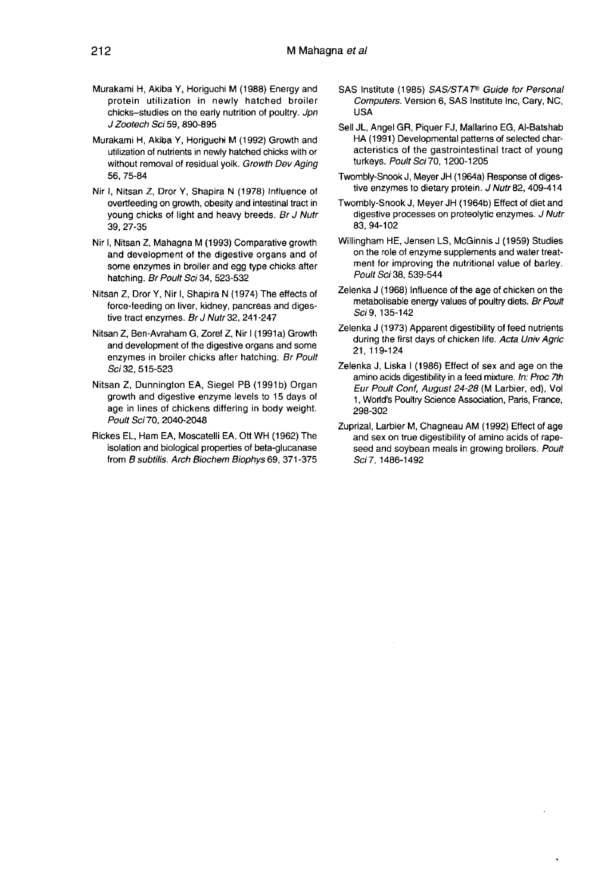Murakami H, Akiba Y, Horiguchi M (1988) Energy and protein utilization in newly hatched broiler chicks–studies on the early nutrition of poultry. *Jpn J Zootech Sci* 59, 890-895

Murakami H, Akiba Y, Horiguchi M (1992) Growth and utilization of nutrients in newly hatched chicks with or without removal of residual yolk. *Growth Dev Aging* 56, 75-84

Nir I, Nitsan Z, Dror Y, Shapira N (1978) Influence of overfeeding on growth, obesity and intestinal tract in young chicks of light and heavy breeds. *Br J Nutr* 39, 27-35

Nir I, Nitsan Z, Mahagna M (1993) Comparative growth and development of the digestive organs and of some enzymes in broiler and egg type chicks after hatching. *Br Poult Sci* 34, 523-532

Nitsan Z, Dror Y, Nir I, Shapira N (1974) The effects of force-feeding on liver, kidney, pancreas and digestive tract enzymes. *Br J Nutr* 32, 241-247

Nitsan Z, Ben-Avraham G, Zoref Z, Nir I (1991a) Growth and development of the digestive organs and some enzymes in broiler chicks after hatching. *Br Poult Sci* 32, 515-523

Nitsan Z, Dunnington EA, Siegel PB (1991b) Organ growth and digestive enzyme levels to 15 days of age in lines of chickens differing in body weight. *Poult Sci* 70, 2040-2048

Rickes EL, Ham EA, Moscatelli EA, Ott WH (1962) The isolation and biological properties of beta-glucanase from *B subtilis*. *Arch Biochem Biophys* 69, 371-375

SAS Institute (1985) *SAS/STAT® Guide for Personal Computers*. Version 6, SAS Institute Inc, Cary, NC, USA

Sell JL, Angel GR, Piquer FJ, Mallarino EG, Al-Batshab HA (1991) Developmental patterns of selected characteristics of the gastrointestinal tract of young turkeys. *Poult Sci* 70, 1200-1205

Twombly-Snook J, Meyer JH (1964a) Response of digestive enzymes to dietary protein. *J Nutr* 82, 409-414

Twombly-Snook J, Meyer JH (1964b) Effect of diet and digestive processes on proteolytic enzymes. *J Nutr* 83, 94-102

Willingham HE, Jensen LS, McGinnis J (1959) Studies on the role of enzyme supplements and water treatment for improving the nutritional value of barley. *Poult Sci* 38, 539-544

Zelenka J (1968) Influence of the age of chicken on the metabolisable energy values of poultry diets. *Br Poult Sci* 9, 135-142

Zelenka J (1973) Apparent digestibility of feed nutrients during the first days of chicken life. *Acta Univ Agric* 21, 119-124

Zelenka J, Liska I (1986) Effect of sex and age on the amino acids digestibility in a feed mixture. *In: Proc 7th Eur Poult Conf, August 24-28* (M Larbier, ed), Vol 1, World's Poultry Science Association, Paris, France, 298-302

Zuprizal, Larbier M, Chagneau AM (1992) Effect of age and sex on true digestibility of amino acids of rapeseed and soybean meals in growing broilers. *Poult Sci* 7, 1486-1492